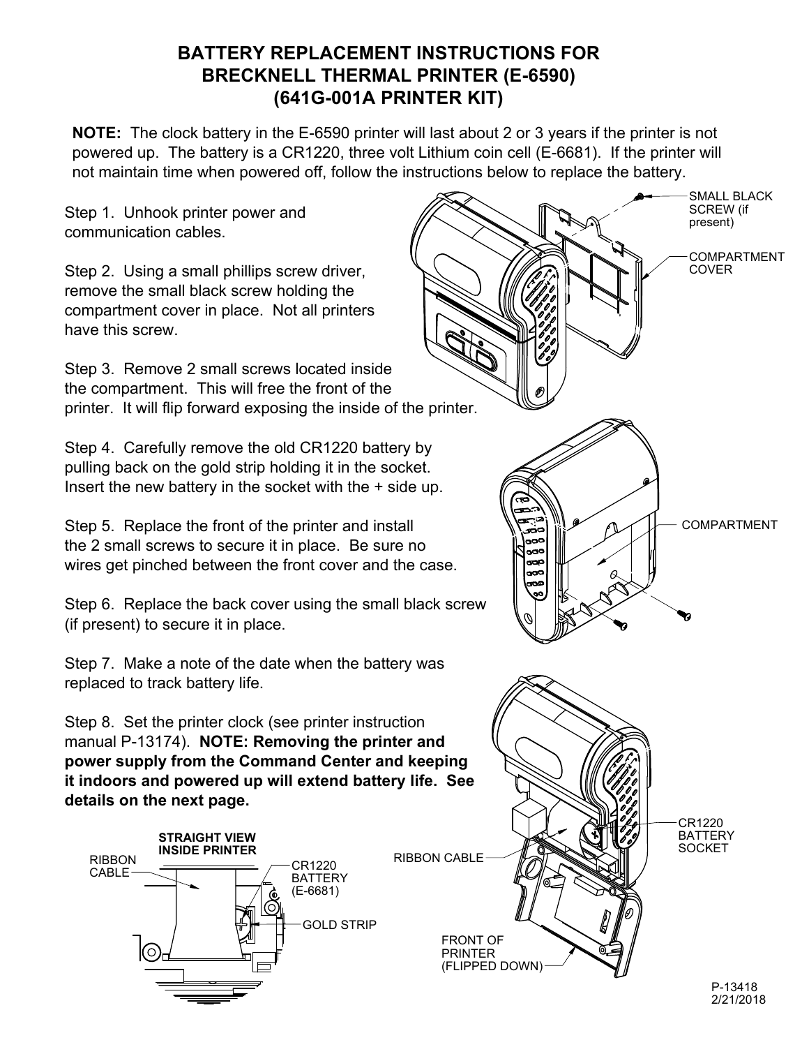# BATTERY REPLACEMENT INSTRUCTIONS FOR BRECKNELL THERMAL PRINTER (E-6590) (641G-001A PRINTER KIT)

**NOTE:** The clock battery in the E-6590 printer will last about 2 or 3 years if the printer is not powered up. The battery is a CR1220, three volt Lithium coin cell (E-6681). If the printer will not maintain time when powered off, follow the instructions below to replace the battery.

Step 1. Unhook printer power and communication cables.

Step 2. Using a small phillips screw driver, remove the small black screw holding the compartment cover in place. Not all printers have this screw.

Step 3. Remove 2 small screws located inside the compartment. This will free the front of the printer. It will flip forward exposing the inside of the printer.

Step 4. Carefully remove the old CR1220 battery by pulling back on the gold strip holding it in the socket. Insert the new battery in the socket with the + side up.

Step 5. Replace the front of the printer and install the 2 small screws to secure it in place. Be sure no wires get pinched between the front cover and the case.

Step 6. Replace the back cover using the small black screw (if present) to secure it in place.

Step 7. Make a note of the date when the battery was replaced to track battery life.

Step 8. Set the printer clock (see printer instruction manual P-13174). **NOTE: Removing the printer and power supply from the Command Center and keeping it indoors and powered up will extend battery life. See details on the next page.**

SMALL BLACK SCREW (if present)

COMPARTMENT COVER

COMPARTMENT

CR1220 BATTERY SOCKET

RIBBON CABLE

FRONT OF PRINTER (FLIPPED DOWN)

**STRAIGHT VIEW INSIDE PRINTER**

RIBBON CABLE

CR1220 BATTERY (E-6681)

GOLD STRIP

P-13418
2/21/2018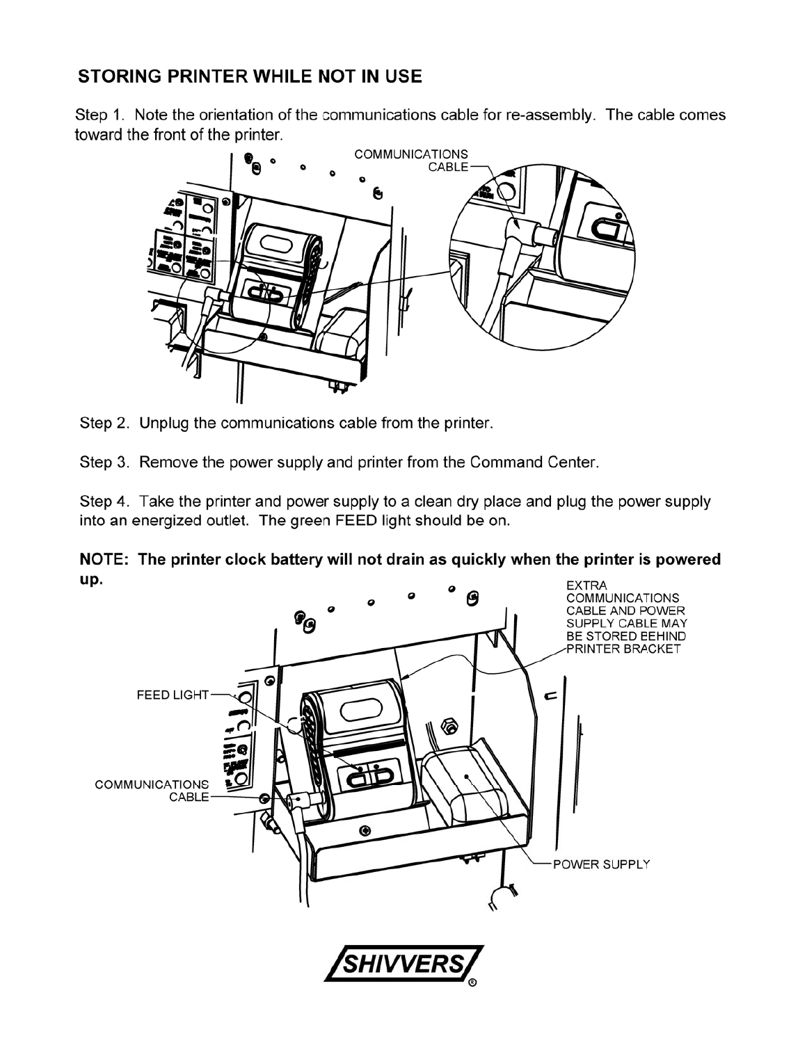## STORING PRINTER WHILE NOT IN USE

Step 1. Note the orientation of the communications cable for re-assembly. The cable comes toward the front of the printer.

COMMUNICATIONS CABLE

Step 2. Unplug the communications cable from the printer.

Step 3. Remove the power supply and printer from the Command Center.

Step 4. Take the printer and power supply to a clean dry place and plug the power supply into an energized outlet. The green FEED light should be on.

**NOTE: The printer clock battery will not drain as quickly when the printer is powered up.**

EXTRA COMMUNICATIONS CABLE AND POWER SUPPLY CABLE MAY BE STORED BEHIND PRINTER BRACKET

FEED LIGHT

COMMUNICATIONS CABLE

POWER SUPPLY